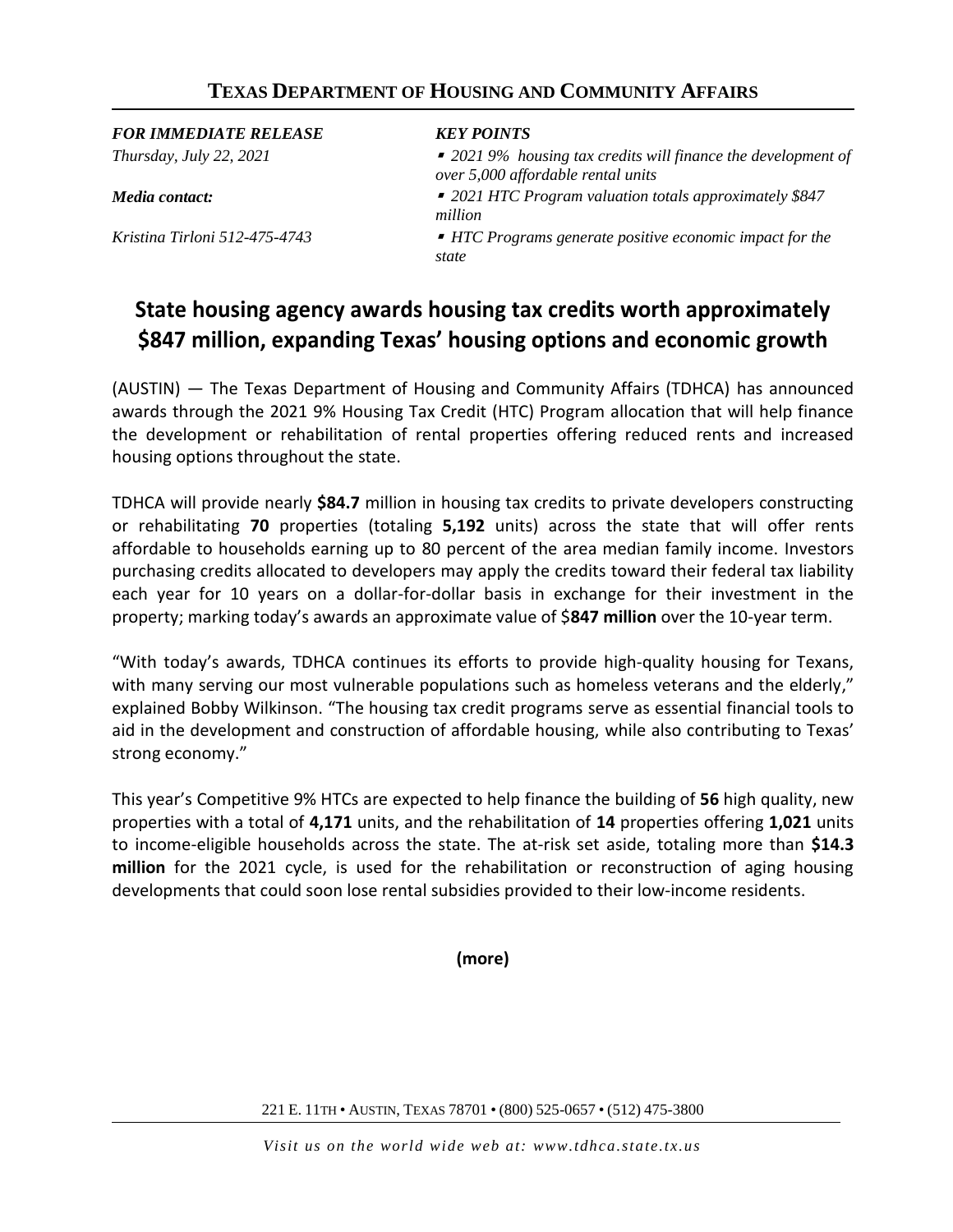## TEXAS DEPARTMENT OF HOUSING AND COMMUNITY AFFAIRS

***FOR IMMEDIATE RELEASE***

*Thursday, July 22, 2021*

***Media contact:***

*Kristina Tirloni 512-475-4743*

***KEY POINTS***

- *2021 9% housing tax credits will finance the development of over 5,000 affordable rental units*
- *2021 HTC Program valuation totals approximately $847 million*
- *HTC Programs generate positive economic impact for the state*

# State housing agency awards housing tax credits worth approximately $847 million, expanding Texas' housing options and economic growth

(AUSTIN) — The Texas Department of Housing and Community Affairs (TDHCA) has announced awards through the 2021 9% Housing Tax Credit (HTC) Program allocation that will help finance the development or rehabilitation of rental properties offering reduced rents and increased housing options throughout the state.

TDHCA will provide nearly **$84.7** million in housing tax credits to private developers constructing or rehabilitating **70** properties (totaling **5,192** units) across the state that will offer rents affordable to households earning up to 80 percent of the area median family income. Investors purchasing credits allocated to developers may apply the credits toward their federal tax liability each year for 10 years on a dollar-for-dollar basis in exchange for their investment in the property; marking today's awards an approximate value of $**847 million** over the 10-year term.

"With today's awards, TDHCA continues its efforts to provide high-quality housing for Texans, with many serving our most vulnerable populations such as homeless veterans and the elderly," explained Bobby Wilkinson. "The housing tax credit programs serve as essential financial tools to aid in the development and construction of affordable housing, while also contributing to Texas' strong economy."

This year's Competitive 9% HTCs are expected to help finance the building of **56** high quality, new properties with a total of **4,171** units, and the rehabilitation of **14** properties offering **1,021** units to income-eligible households across the state. The at-risk set aside, totaling more than **$14.3 million** for the 2021 cycle, is used for the rehabilitation or reconstruction of aging housing developments that could soon lose rental subsidies provided to their low-income residents.

**(more)**

221 E. 11TH • AUSTIN, TEXAS 78701 • (800) 525-0657 • (512) 475-3800

*Visit us on the world wide web at: www.tdhca.state.tx.us*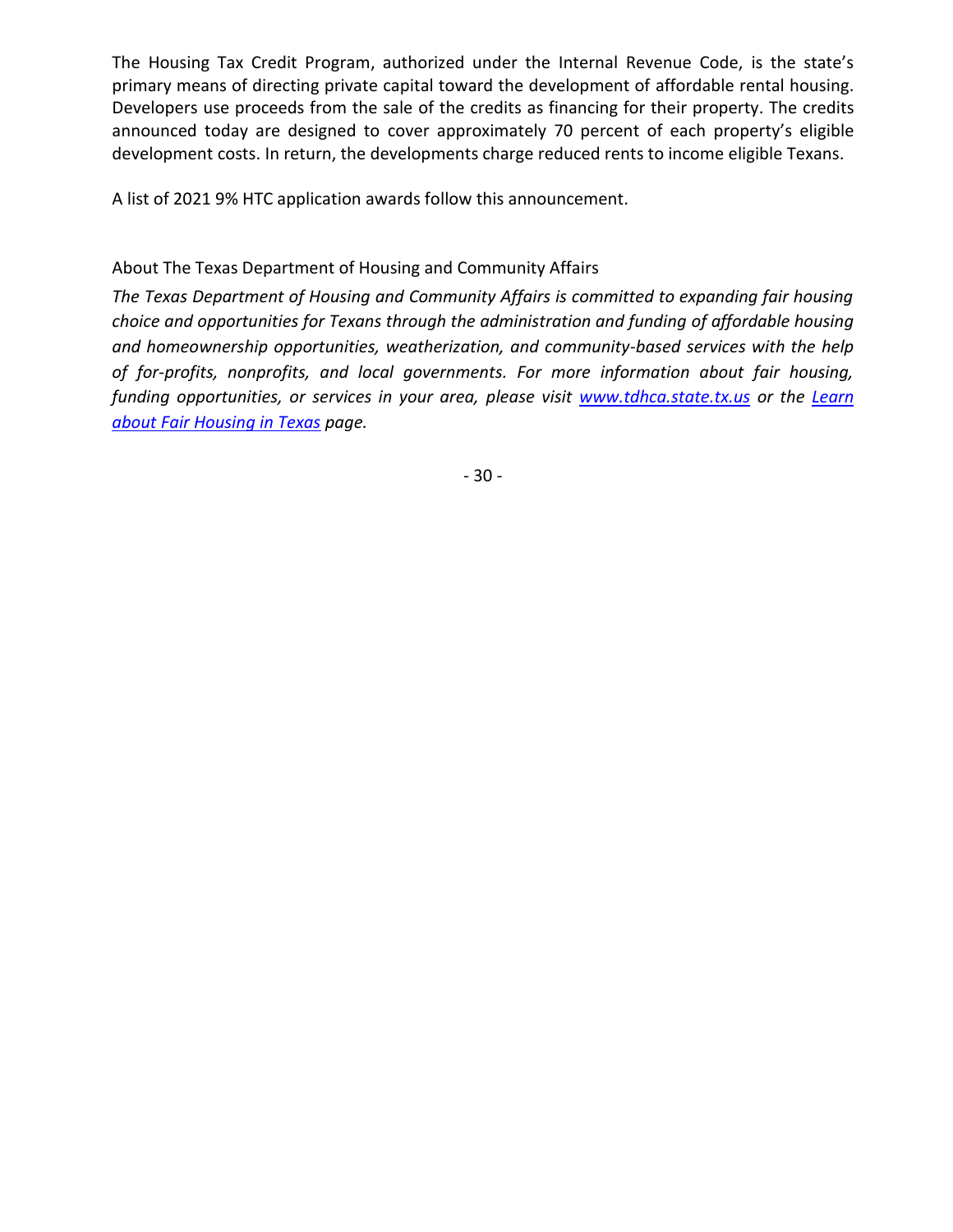The Housing Tax Credit Program, authorized under the Internal Revenue Code, is the state's primary means of directing private capital toward the development of affordable rental housing. Developers use proceeds from the sale of the credits as financing for their property. The credits announced today are designed to cover approximately 70 percent of each property's eligible development costs. In return, the developments charge reduced rents to income eligible Texans.

A list of 2021 9% HTC application awards follow this announcement.

About The Texas Department of Housing and Community Affairs

*The Texas Department of Housing and Community Affairs is committed to expanding fair housing choice and opportunities for Texans through the administration and funding of affordable housing and homeownership opportunities, weatherization, and community-based services with the help of for-profits, nonprofits, and local governments. For more information about fair housing, funding opportunities, or services in your area, please visit [www.tdhca.state.tx.us](http://www.tdhca.state.tx.us) or the [Learn about Fair Housing in Texas]() page.*

- 30 -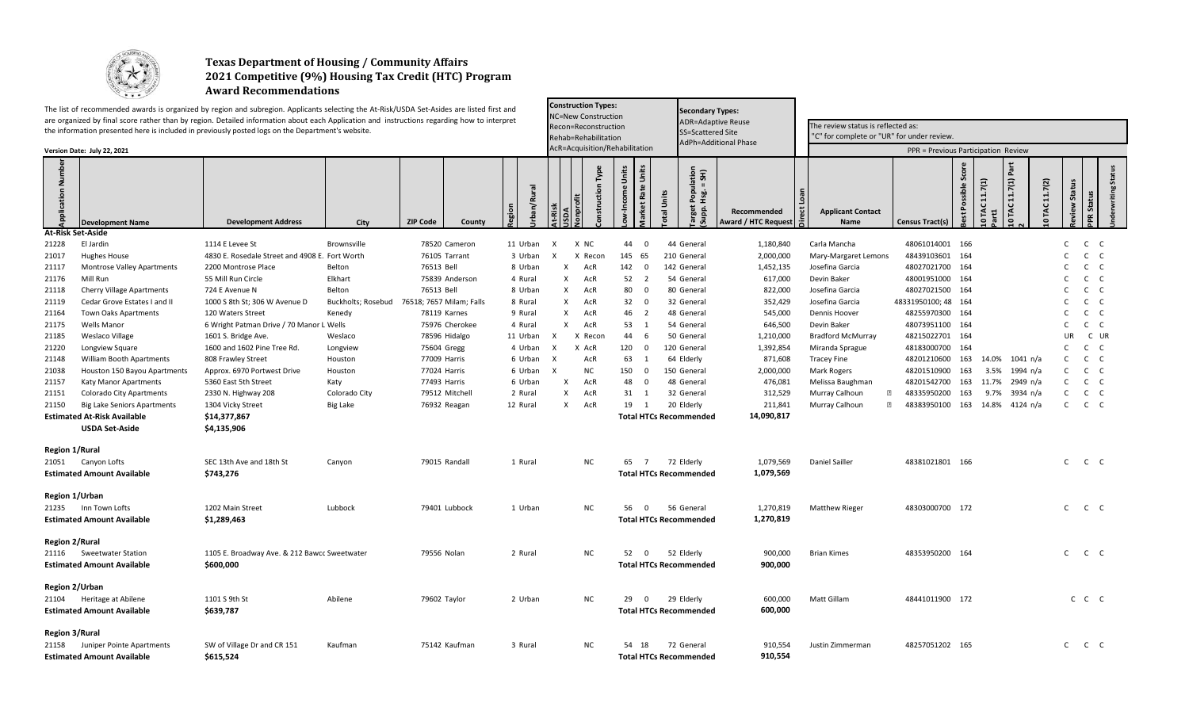# Texas Department of Housing / Community Affairs
## 2021 Competitive (9%) Housing Tax Credit (HTC) Program
## Award Recommendations

The list of recommended awards is organized by region and subregion. Applicants selecting the At-Risk/USDA Set-Asides are listed first and are organized by final score rather than by region. Detailed information about each Application and instructions regarding how to interpret the information presented here is included in previously posted logs on the Department's website.

Version Date: July 22, 2021

**Construction Types:**
NC=New Construction
Recon=Reconstruction
Rehab=Rehabilitation
AcR=Acquisition/Rehabilitation

**Secondary Types:**
ADR=Adaptive Reuse
SS=Scattered Site
AdPh=Additional Phase

The review status is reflected as:
"C" for complete or "UR" for under review.

PPR = Previous Participation Review

| Application Number | Development Name | Development Address | City | ZIP Code | County | Region | Urban/Rural | At-Risk | USDA | Nonprofit | Construction Type | Low-Income Units | Market Rate Units | Total Units | Target Population (Supp. Hsg. = SH) | Recommended Award / HTC Request | Direct Loan | Applicant Contact Name | Census Tract(s) | Best Possible Score | 10 TAC 11.7(1) Part1 | 10 TAC 11.7(1) Part 2 | 10 TAC 11.7(2) | Review Status | PPR Status | Underwriting Status |
|---|---|---|---|---|---|---|---|---|---|---|---|---|---|---|---|---|---|---|---|---|---|---|---|---|---|---|
| **At-Risk Set-Aside** | | | | | | | | | | | | | | | | | | | | | | | | | | |
| 21228 | El Jardin | 1114 E Levee St | Brownsville | 78520 | Cameron | 11 | Urban | X | | X | NC | 44 | 0 | 44 | General | 1,180,840 | | Carla Mancha | 48061014001 | 166 | | | | C | C | C |
| 21017 | Hughes House | 4830 E. Rosedale Street and 4908 E. | Fort Worth | 76105 | Tarrant | 3 | Urban | X | | X | Recon | 145 | 65 | 210 | General | 2,000,000 | | Mary-Margaret Lemons | 48439103601 | 164 | | | | C | C | C |
| 21117 | Montrose Valley Apartments | 2200 Montrose Place | Belton | 76513 | Bell | 8 | Urban | | X | | AcR | 142 | 0 | 142 | General | 1,452,135 | | Josefina Garcia | 48027021700 | 164 | | | | C | C | C |
| 21176 | Mill Run | 55 Mill Run Circle | Elkhart | 75839 | Anderson | 4 | Rural | | X | | AcR | 52 | 2 | 54 | General | 617,000 | | Devin Baker | 48001951000 | 164 | | | | C | C | C |
| 21118 | Cherry Village Apartments | 724 E Avenue N | Belton | 76513 | Bell | 8 | Urban | | X | | AcR | 80 | 0 | 80 | General | 822,000 | | Josefina Garcia | 48027021500 | 164 | | | | C | C | C |
| 21119 | Cedar Grove Estates I and II | 1000 S 8th St; 306 W Avenue D | Buckholts; Rosebud | 76518; 7657 | Milam; Falls | 8 | Rural | | X | | AcR | 32 | 0 | 32 | General | 352,429 | | Josefina Garcia | 48331950100; 48 | 164 | | | | C | C | C |
| 21164 | Town Oaks Apartments | 120 Waters Street | Kenedy | 78119 | Karnes | 9 | Rural | | X | | AcR | 46 | 2 | 48 | General | 545,000 | | Dennis Hoover | 48255970300 | 164 | | | | C | C | C |
| 21175 | Wells Manor | 6 Wright Patman Drive / 70 Manor L | Wells | 75976 | Cherokee | 4 | Rural | | X | | AcR | 53 | 1 | 54 | General | 646,500 | | Devin Baker | 48073951100 | 164 | | | | C | C | C |
| 21185 | Weslaco Village | 1601 S. Bridge Ave. | Weslaco | 78596 | Hidalgo | 11 | Urban | X | | X | Recon | 44 | 6 | 50 | General | 1,210,000 | | Bradford McMurray | 48215022701 | 164 | | | | UR | C | UR |
| 21220 | Longview Square | 1600 and 1602 Pine Tree Rd. | Longview | 75604 | Gregg | 4 | Urban | X | | X | AcR | 120 | 0 | 120 | General | 1,392,854 | | Miranda Sprague | 48183000700 | 164 | | | | C | C | C |
| 21148 | William Booth Apartments | 808 Frawley Street | Houston | 77009 | Harris | 6 | Urban | X | | | AcR | 63 | 1 | 64 | Elderly | 871,608 | | Tracey Fine | 48201210600 | 163 | 14.0% | 1041 | n/a | C | C | C |
| 21038 | Houston 150 Bayou Apartments | Approx. 6970 Portwest Drive | Houston | 77024 | Harris | 6 | Urban | X | | | NC | 150 | 0 | 150 | General | 2,000,000 | | Mark Rogers | 48201510900 | 163 | 3.5% | 1994 | n/a | C | C | C |
| 21157 | Katy Manor Apartments | 5360 East 5th Street | Katy | 77493 | Harris | 6 | Urban | | X | | AcR | 48 | 0 | 48 | General | 476,081 | | Melissa Baughman | 48201542700 | 163 | 11.7% | 2949 | n/a | C | C | C |
| 21151 | Colorado City Apartments | 2330 N. Highway 208 | Colorado City | 79512 | Mitchell | 2 | Rural | | X | | AcR | 31 | 1 | 32 | General | 312,529 | | Murray Calhoun | 48335950200 | 163 | 9.7% | 3934 | n/a | C | C | C |
| 21150 | Big Lake Seniors Apartments | 1304 Vicky Street | Big Lake | 76932 | Reagan | 12 | Rural | | X | | AcR | 19 | 1 | 20 | Elderly | 211,841 | | Murray Calhoun | 48383950100 | 163 | 14.8% | 4124 | n/a | C | C | C |
| **Estimated At-Risk Available** | | $14,377,867 | | | | | | | | | | | | **Total HTCs Recommended** | | **14,090,817** | | | | | | | | | | |
| **USDA Set-Aside** | | $4,135,906 | | | | | | | | | | | | | | | | | | | | | | | | |
| **Region 1/Rural** | | | | | | | | | | | | | | | | | | | | | | | | | | |
| 21051 | Canyon Lofts | SEC 13th Ave and 18th St | Canyon | 79015 | Randall | 1 | Rural | | | | NC | 65 | 7 | 72 | Elderly | 1,079,569 | | Daniel Sailler | 48381021801 | 166 | | | | C | C | C |
| **Estimated Amount Available** | | $743,276 | | | | | | | | | | | | **Total HTCs Recommended** | | **1,079,569** | | | | | | | | | | |
| **Region 1/Urban** | | | | | | | | | | | | | | | | | | | | | | | | | | |
| 21235 | Inn Town Lofts | 1202 Main Street | Lubbock | 79401 | Lubbock | 1 | Urban | | | | NC | 56 | 0 | 56 | General | 1,270,819 | | Matthew Rieger | 48303000700 | 172 | | | | C | C | C |
| **Estimated Amount Available** | | $1,289,463 | | | | | | | | | | | | **Total HTCs Recommended** | | **1,270,819** | | | | | | | | | | |
| **Region 2/Rural** | | | | | | | | | | | | | | | | | | | | | | | | | | |
| 21116 | Sweetwater Station | 1105 E. Broadway Ave. & 212 Bawcc | Sweetwater | 79556 | Nolan | 2 | Rural | | | | NC | 52 | 0 | 52 | Elderly | 900,000 | | Brian Kimes | 48353950200 | 164 | | | | C | C | C |
| **Estimated Amount Available** | | $600,000 | | | | | | | | | | | | **Total HTCs Recommended** | | **900,000** | | | | | | | | | | |
| **Region 2/Urban** | | | | | | | | | | | | | | | | | | | | | | | | | | |
| 21104 | Heritage at Abilene | 1101 S 9th St | Abilene | 79602 | Taylor | 2 | Urban | | | | NC | 29 | 0 | 29 | Elderly | 600,000 | | Matt Gillam | 48441011900 | 172 | | | | C | C | C |
| **Estimated Amount Available** | | $639,787 | | | | | | | | | | | | **Total HTCs Recommended** | | **600,000** | | | | | | | | | | |
| **Region 3/Rural** | | | | | | | | | | | | | | | | | | | | | | | | | | |
| 21158 | Juniper Pointe Apartments | SW of Village Dr and CR 151 | Kaufman | 75142 | Kaufman | 3 | Rural | | | | NC | 54 | 18 | 72 | General | 910,554 | | Justin Zimmerman | 48257051202 | 165 | | | | C | C | C |
| **Estimated Amount Available** | | $615,524 | | | | | | | | | | | | **Total HTCs Recommended** | | **910,554** | | | | | | | | | | |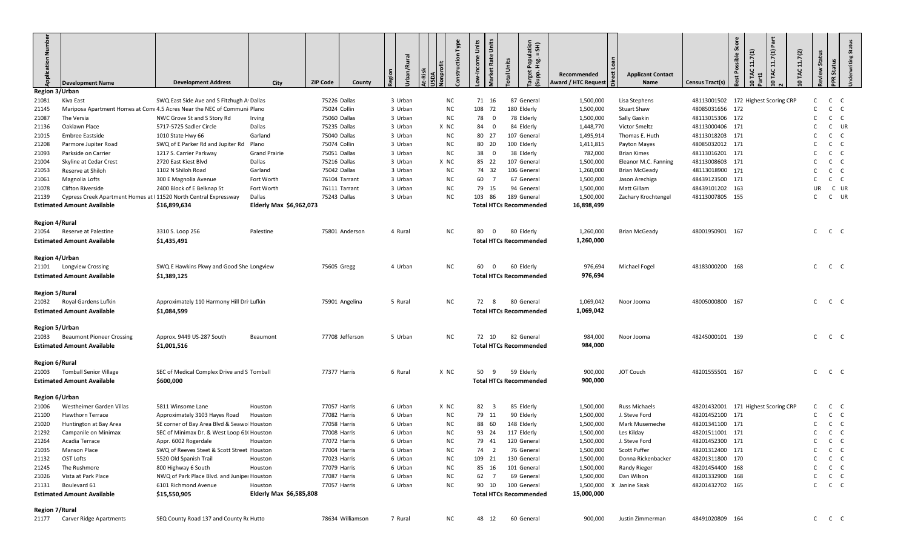| Application Number | Development Name | Development Address | City | ZIP Code | County | Region | Urban/Rural | At-Risk | USDA | Nonprofit | Construction Type | Low-Income Units | Market Rate Units | Total Units | Target Population (Supp. Hsg. = SH) | Recommended Award / HTC Request | Direct Loan | Applicant Contact Name | Census Tract(s) | Best Possible Score | 10 TAC 11.7(1) | 10 TAC 11.7(1) Part 2 | 10 TAC 11.7(2) | Review Status | PPR Status | Underwriting Status |
|---|---|---|---|---|---|---|---|---|---|---|---|---|---|---|---|---|---|---|---|---|---|---|---|---|---|---|
| **Region 3/Urban** | | | | | | | | | | | | | | | | | | | | | | | | | | |
| 21081 | Kiva East | SWQ East Side Ave and S Fitzhugh Av | Dallas | 75226 | Dallas | 3 | Urban | | | | NC | 71 | 16 | 87 | General | 1,500,000 | | Lisa Stephens | 48113001502 | 172 | Highest Scoring CRP | | | C | C | C |
| 21145 | Mariposa Apartment Homes at Comm 4.5 Acres Near the NEC of Communi | | Plano | 75024 | Collin | 3 | Urban | | | | NC | 108 | 72 | 180 | Elderly | 1,500,000 | | Stuart Shaw | 48085031656 | 172 | | | | C | C | C |
| 21087 | The Versia | NWC Grove St and S Story Rd | Irving | 75060 | Dallas | 3 | Urban | | | | NC | 78 | 0 | 78 | Elderly | 1,500,000 | | Sally Gaskin | 48113015306 | 172 | | | | C | C | C |
| 21136 | Oaklawn Place | 5717-5725 Sadler Circle | Dallas | 75235 | Dallas | 3 | Urban | | | X | NC | 84 | 0 | 84 | Elderly | 1,448,770 | | Victor Smeltz | 48113000406 | 171 | | | | C | C | UR |
| 21015 | Embree Eastside | 1010 State Hwy 66 | Garland | 75040 | Dallas | 3 | Urban | | | | NC | 80 | 27 | 107 | General | 1,495,914 | | Thomas E. Huth | 48113018203 | 171 | | | | C | C | C |
| 21208 | Parmore Jupiter Road | SWQ of E Parker Rd and Jupiter Rd | Plano | 75074 | Collin | 3 | Urban | | | | NC | 80 | 20 | 100 | Elderly | 1,411,815 | | Payton Mayes | 48085032012 | 171 | | | | C | C | C |
| 21093 | Parkside on Carrier | 1217 S. Carrier Parkway | Grand Prairie | 75051 | Dallas | 3 | Urban | | | | NC | 38 | 0 | 38 | Elderly | 782,000 | | Brian Kimes | 48113016201 | 171 | | | | C | C | C |
| 21004 | Skyline at Cedar Crest | 2720 East Kiest Blvd | Dallas | 75216 | Dallas | 3 | Urban | | | X | NC | 85 | 22 | 107 | General | 1,500,000 | | Eleanor M.C. Fanning | 48113008603 | 171 | | | | C | C | C |
| 21053 | Reserve at Shiloh | 1102 N Shiloh Road | Garland | 75042 | Dallas | 3 | Urban | | | | NC | 74 | 32 | 106 | General | 1,260,000 | | Brian McGeady | 48113018900 | 171 | | | | C | C | C |
| 21061 | Magnolia Lofts | 300 E Magnolia Avenue | Fort Worth | 76104 | Tarrant | 3 | Urban | | | | NC | 60 | 7 | 67 | General | 1,500,000 | | Jason Arechiga | 48439123500 | 171 | | | | C | C | C |
| 21078 | Clifton Riverside | 2400 Block of E Belknap St | Fort Worth | 76111 | Tarrant | 3 | Urban | | | | NC | 79 | 15 | 94 | General | 1,500,000 | | Matt Gillam | 48439101202 | 163 | | | | UR | C | UR |
| 21139 | Cypress Creek Apartment Homes at I 11520 North Central Expressway | | Dallas | 75243 | Dallas | 3 | Urban | | | | NC | 103 | 86 | 189 | General | 1,500,000 | | Zachary Krochtengel | 48113007805 | 155 | | | | C | C | UR |
| **Estimated Amount Available** | | $16,899,634 | Elderly Max $6,962,073 | | | | | | | | | | | | **Total HTCs Recommended** | 16,898,499 | | | | | | | | | | |
| **Region 4/Rural** | | | | | | | | | | | | | | | | | | | | | | | | | | |
| 21054 | Reserve at Palestine | 3310 S. Loop 256 | Palestine | 75801 | Anderson | 4 | Rural | | | | NC | 80 | 0 | 80 | Elderly | 1,260,000 | | Brian McGeady | 48001950901 | 167 | | | | C | C | C |
| **Estimated Amount Available** | | $1,435,491 | | | | | | | | | | | | | **Total HTCs Recommended** | 1,260,000 | | | | | | | | | | |
| **Region 4/Urban** | | | | | | | | | | | | | | | | | | | | | | | | | | |
| 21101 | Longview Crossing | SWQ E Hawkins Pkwy and Good She | Longview | 75605 | Gregg | 4 | Urban | | | | NC | 60 | 0 | 60 | Elderly | 976,694 | | Michael Fogel | 48183000200 | 168 | | | | C | C | C |
| **Estimated Amount Available** | | $1,389,125 | | | | | | | | | | | | | **Total HTCs Recommended** | 976,694 | | | | | | | | | | |
| **Region 5/Rural** | | | | | | | | | | | | | | | | | | | | | | | | | | |
| 21032 | Royal Gardens Lufkin | Approximately 110 Harmony Hill Dri | Lufkin | 75901 | Angelina | 5 | Rural | | | | NC | 72 | 8 | 80 | General | 1,069,042 | | Noor Jooma | 48005000800 | 167 | | | | C | C | C |
| **Estimated Amount Available** | | $1,084,599 | | | | | | | | | | | | | **Total HTCs Recommended** | 1,069,042 | | | | | | | | | | |
| **Region 5/Urban** | | | | | | | | | | | | | | | | | | | | | | | | | | |
| 21033 | Beaumont Pioneer Crossing | Approx. 9449 US-287 South | Beaumont | 77708 | Jefferson | 5 | Urban | | | | NC | 72 | 10 | 82 | General | 984,000 | | Noor Jooma | 48245000101 | 139 | | | | C | C | C |
| **Estimated Amount Available** | | $1,001,516 | | | | | | | | | | | | | **Total HTCs Recommended** | 984,000 | | | | | | | | | | |
| **Region 6/Rural** | | | | | | | | | | | | | | | | | | | | | | | | | | |
| 21003 | Tomball Senior Village | SEC of Medical Complex Drive and S | Tomball | 77377 | Harris | 6 | Rural | | | X | NC | 50 | 9 | 59 | Elderly | 900,000 | | JOT Couch | 48201555501 | 167 | | | | C | C | C |
| **Estimated Amount Available** | | $600,000 | | | | | | | | | | | | | **Total HTCs Recommended** | 900,000 | | | | | | | | | | |
| **Region 6/Urban** | | | | | | | | | | | | | | | | | | | | | | | | | | |
| 21006 | Westheimer Garden Villas | 5811 Winsome Lane | Houston | 77057 | Harris | 6 | Urban | | | X | NC | 82 | 3 | 85 | Elderly | 1,500,000 | | Russ Michaels | 48201432001 | 171 | Highest Scoring CRP | | | C | C | C |
| 21100 | Hawthorn Terrace | Approximately 3103 Hayes Road | Houston | 77082 | Harris | 6 | Urban | | | | NC | 79 | 11 | 90 | Elderly | 1,500,000 | | J. Steve Ford | 48201452100 | 171 | | | | C | C | C |
| 21020 | Huntington at Bay Area | SE corner of Bay Area Blvd & Seawo | Houston | 77058 | Harris | 6 | Urban | | | | NC | 88 | 60 | 148 | Elderly | 1,500,000 | | Mark Musemeche | 48201341100 | 171 | | | | C | C | C |
| 21292 | Campanile on Minimax | SEC of Minimax Dr. & West Loop 61 | Houston | 77008 | Harris | 6 | Urban | | | | NC | 93 | 24 | 117 | Elderly | 1,500,000 | | Les Kilday | 48201511001 | 171 | | | | C | C | C |
| 21264 | Acadia Terrace | Appr. 6002 Rogerdale | Houston | 77072 | Harris | 6 | Urban | | | | NC | 79 | 41 | 120 | General | 1,500,000 | | J. Steve Ford | 48201452300 | 171 | | | | C | C | C |
| 21035 | Manson Place | SWQ of Reeves Steet & Scott Street | Houston | 77004 | Harris | 6 | Urban | | | | NC | 74 | 2 | 76 | General | 1,500,000 | | Scott Puffer | 48201312400 | 171 | | | | C | C | C |
| 21132 | OST Lofts | 5520 Old Spanish Trail | Houston | 77023 | Harris | 6 | Urban | | | | NC | 109 | 21 | 130 | General | 1,500,000 | | Donna Rickenbacker | 48201311800 | 170 | | | | C | C | C |
| 21245 | The Rushmore | 800 Highway 6 South | Houston | 77079 | Harris | 6 | Urban | | | | NC | 85 | 16 | 101 | General | 1,500,000 | | Randy Rieger | 48201454400 | 168 | | | | C | C | C |
| 21026 | Vista at Park Place | NWQ of Park Place Blvd. and Juniper | Houston | 77087 | Harris | 6 | Urban | | | | NC | 62 | 7 | 69 | General | 1,500,000 | | Dan Wilson | 48201332900 | 168 | | | | C | C | C |
| 21131 | Boulevard 61 | 6101 Richmond Avenue | Houston | 77057 | Harris | 6 | Urban | | | | NC | 90 | 10 | 100 | General | 1,500,000 | X | Janine Sisak | 48201432702 | 165 | | | | C | C | C |
| **Estimated Amount Available** | | $15,550,905 | Elderly Max $6,585,808 | | | | | | | | | | | | **Total HTCs Recommended** | 15,000,000 | | | | | | | | | | |
| **Region 7/Rural** | | | | | | | | | | | | | | | | | | | | | | | | | | |
| 21177 | Carver Ridge Apartments | SEQ County Road 137 and County Rd | Hutto | 78634 | Williamson | 7 | Rural | | | | NC | 48 | 12 | 60 | General | 900,000 | | Justin Zimmerman | 48491020809 | 164 | | | | C | C | C |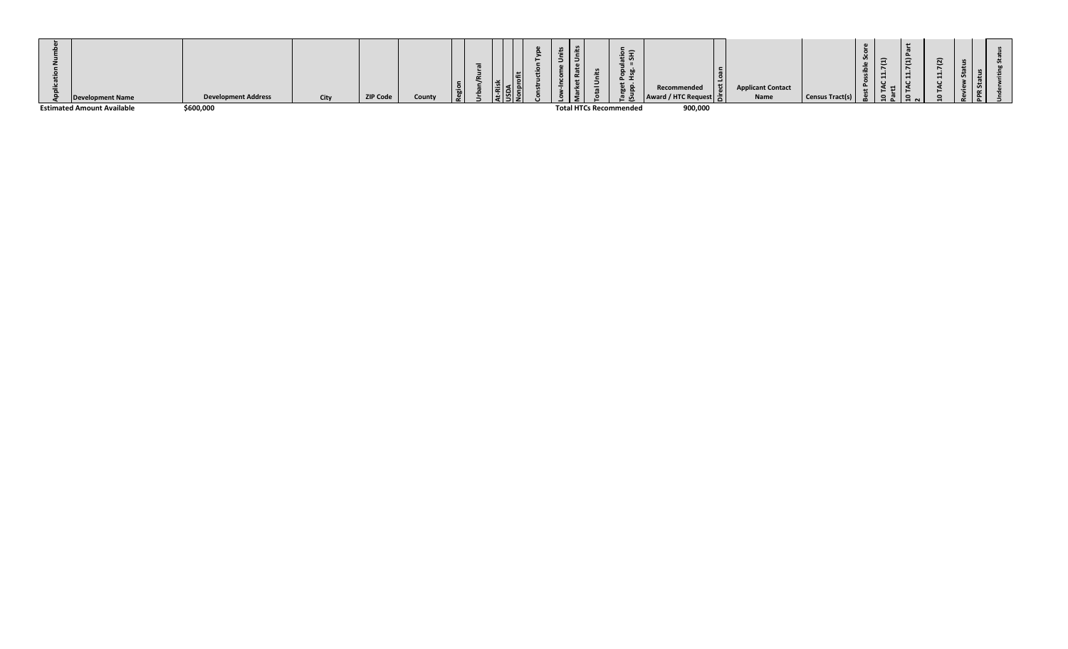| Application Number | Development Name | Development Address | City | ZIP Code | County | Region | Urban/Rural | At-Risk | USDA | Nonprofit | Construction Type | Low-Income Units | Market Rate Units | Total Units | Target Population (Supp. Hsg. = SH) | Recommended Award / HTC Request | Direct Loan | Applicant Contact Name | Census Tract(s) | Best Possible Score | 10 TAC 11.7(1) Part1 | 10 TAC 11.7(1) Part 2 | 10 TAC 11.7(2) | Review Status | PPR Status | Underwriting Status |
|---|---|---|---|---|---|---|---|---|---|---|---|---|---|---|---|---|---|---|---|---|---|---|---|---|---|---|
| Estimated Amount Available | | $600,000 | | | | | | | | | | Total HTCs Recommended | | | | 900,000 | | | | | | | | | | |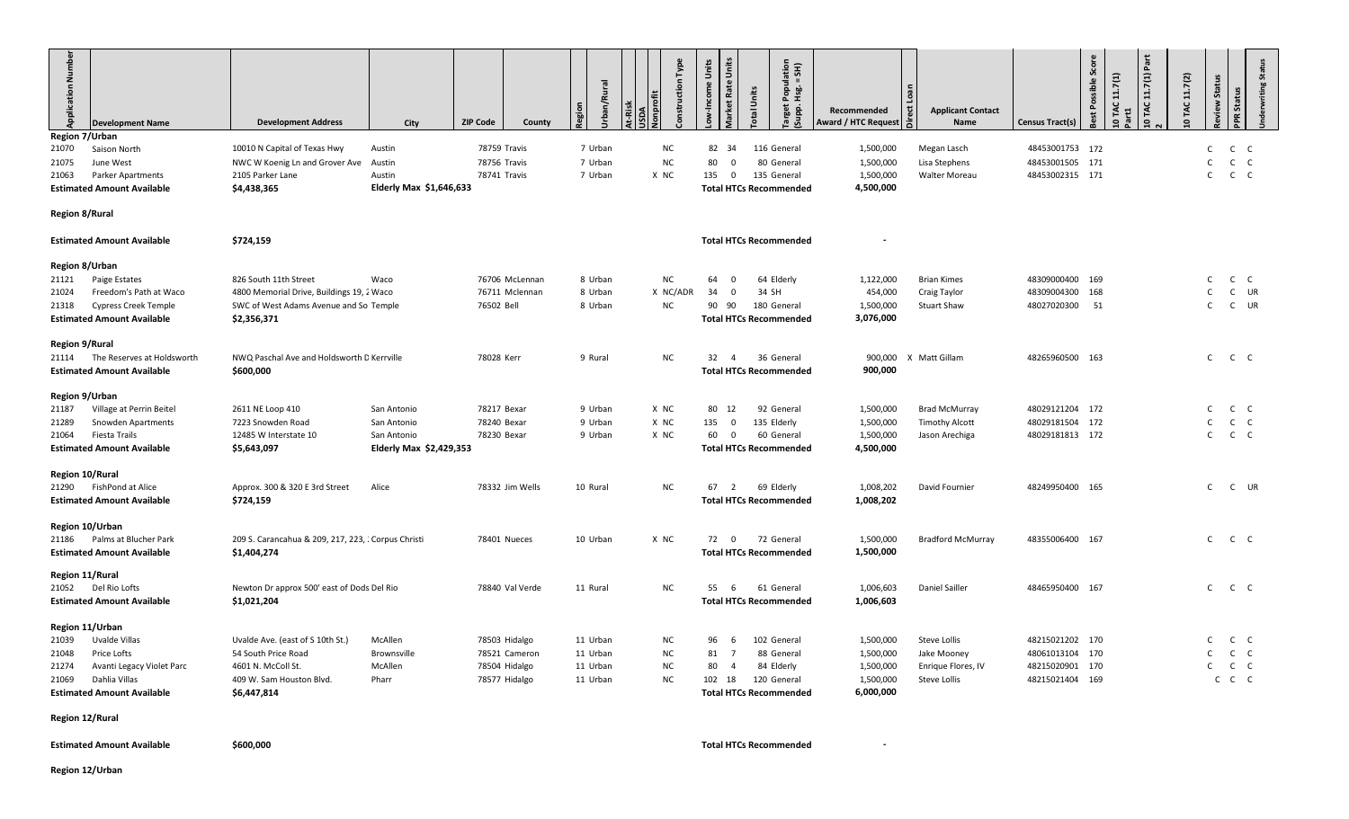| Application Number | Development Name | Development Address | City | ZIP Code | County | Region | Urban/Rural | At-Risk | USDA | Nonprofit | Construction Type | Low-Income Units | Market Rate Units | Total Units | Target Population (Supp. Hsg. = SH) | Recommended Award / HTC Request | Direct Loan | Applicant Contact Name | Census Tract(s) | Best Possible Score | 10 TAC 11.7(1) Part1 | 10 TAC 11.7(1) Part 2 | 10 TAC 11.7(2) | Review Status | PPR Status | Underwriting Status |
|---|---|---|---|---|---|---|---|---|---|---|---|---|---|---|---|---|---|---|---|---|---|---|---|---|---|---|
| **Region 7/Urban** | | | | | | | | | | | | | | | | | | | | | | | | | | |
| 21070 | Saison North | 10010 N Capital of Texas Hwy | Austin | 78759 | Travis | 7 | Urban | | | | NC | 82 | 34 | 116 | General | 1,500,000 | | Megan Lasch | 48453001753 | 172 | | | | C | C | C |
| 21075 | June West | NWC W Koenig Ln and Grover Ave | Austin | 78756 | Travis | 7 | Urban | | | | NC | 80 | 0 | 80 | General | 1,500,000 | | Lisa Stephens | 48453001505 | 171 | | | | C | C | C |
| 21063 | Parker Apartments | 2105 Parker Lane | Austin | 78741 | Travis | 7 | Urban | | | X | NC | 135 | 0 | 135 | General | 1,500,000 | | Walter Moreau | 48453002315 | 171 | | | | C | C | C |
| | **Estimated Amount Available** | **$4,438,365** | **Elderly Max $1,646,633** | | | | | | | | | | | | **Total HTCs Recommended** | **4,500,000** | | | | | | | | | | |
| **Region 8/Rural** | | | | | | | | | | | | | | | | | | | | | | | | | | |
| | **Estimated Amount Available** | **$724,159** | | | | | | | | | | | | | **Total HTCs Recommended** | **-** | | | | | | | | | | |
| **Region 8/Urban** | | | | | | | | | | | | | | | | | | | | | | | | | | |
| 21121 | Paige Estates | 826 South 11th Street | Waco | 76706 | McLennan | 8 | Urban | | | | NC | 64 | 0 | 64 | Elderly | 1,122,000 | | Brian Kimes | 48309000400 | 169 | | | | C | C | C |
| 21024 | Freedom's Path at Waco | 4800 Memorial Drive, Buildings 19, 2 | Waco | 76711 | Mclennan | 8 | Urban | | | X | NC/ADR | 34 | 0 | 34 | SH | 454,000 | | Craig Taylor | 48309004300 | 168 | | | | C | C | UR |
| 21318 | Cypress Creek Temple | SWC of West Adams Avenue and So | Temple | 76502 | Bell | 8 | Urban | | | | NC | 90 | 90 | 180 | General | 1,500,000 | | Stuart Shaw | 48027020300 | 51 | | | | C | C | UR |
| | **Estimated Amount Available** | **$2,356,371** | | | | | | | | | | | | | **Total HTCs Recommended** | **3,076,000** | | | | | | | | | | |
| **Region 9/Rural** | | | | | | | | | | | | | | | | | | | | | | | | | | |
| 21114 | The Reserves at Holdsworth | NWQ Paschal Ave and Holdsworth D | Kerrville | 78028 | Kerr | 9 | Rural | | | | NC | 32 | 4 | 36 | General | 900,000 | X | Matt Gillam | 48265960500 | 163 | | | | C | C | C |
| | **Estimated Amount Available** | **$600,000** | | | | | | | | | | | | | **Total HTCs Recommended** | **900,000** | | | | | | | | | | |
| **Region 9/Urban** | | | | | | | | | | | | | | | | | | | | | | | | | | |
| 21187 | Village at Perrin Beitel | 2611 NE Loop 410 | San Antonio | 78217 | Bexar | 9 | Urban | | | X | NC | 80 | 12 | 92 | General | 1,500,000 | | Brad McMurray | 48029121204 | 172 | | | | C | C | C |
| 21289 | Snowden Apartments | 7223 Snowden Road | San Antonio | 78240 | Bexar | 9 | Urban | | | X | NC | 135 | 0 | 135 | Elderly | 1,500,000 | | Timothy Alcott | 48029181504 | 172 | | | | C | C | C |
| 21064 | Fiesta Trails | 12485 W Interstate 10 | San Antonio | 78230 | Bexar | 9 | Urban | | | X | NC | 60 | 0 | 60 | General | 1,500,000 | | Jason Arechiga | 48029181813 | 172 | | | | C | C | C |
| | **Estimated Amount Available** | **$5,643,097** | **Elderly Max $2,429,353** | | | | | | | | | | | | **Total HTCs Recommended** | **4,500,000** | | | | | | | | | | |
| **Region 10/Rural** | | | | | | | | | | | | | | | | | | | | | | | | | | |
| 21290 | FishPond at Alice | Approx. 300 & 320 E 3rd Street | Alice | 78332 | Jim Wells | 10 | Rural | | | | NC | 67 | 2 | 69 | Elderly | 1,008,202 | | David Fournier | 48249950400 | 165 | | | | C | C | UR |
| | **Estimated Amount Available** | **$724,159** | | | | | | | | | | | | | **Total HTCs Recommended** | **1,008,202** | | | | | | | | | | |
| **Region 10/Urban** | | | | | | | | | | | | | | | | | | | | | | | | | | |
| 21186 | Palms at Blucher Park | 209 S. Carancahua & 209, 217, 223, | Corpus Christi | 78401 | Nueces | 10 | Urban | | | X | NC | 72 | 0 | 72 | General | 1,500,000 | | Bradford McMurray | 48355006400 | 167 | | | | C | C | C |
| | **Estimated Amount Available** | **$1,404,274** | | | | | | | | | | | | | **Total HTCs Recommended** | **1,500,000** | | | | | | | | | | |
| **Region 11/Rural** | | | | | | | | | | | | | | | | | | | | | | | | | | |
| 21052 | Del Rio Lofts | Newton Dr approx 500' east of Dods | Del Rio | 78840 | Val Verde | 11 | Rural | | | | NC | 55 | 6 | 61 | General | 1,006,603 | | Daniel Sailler | 48465950400 | 167 | | | | C | C | C |
| | **Estimated Amount Available** | **$1,021,204** | | | | | | | | | | | | | **Total HTCs Recommended** | **1,006,603** | | | | | | | | | | |
| **Region 11/Urban** | | | | | | | | | | | | | | | | | | | | | | | | | | |
| 21039 | Uvalde Villas | Uvalde Ave. (east of S 10th St.) | McAllen | 78503 | Hidalgo | 11 | Urban | | | | NC | 96 | 6 | 102 | General | 1,500,000 | | Steve Lollis | 48215021202 | 170 | | | | C | C | C |
| 21048 | Price Lofts | 54 South Price Road | Brownsville | 78521 | Cameron | 11 | Urban | | | | NC | 81 | 7 | 88 | General | 1,500,000 | | Jake Mooney | 48061013104 | 170 | | | | C | C | C |
| 21274 | Avanti Legacy Violet Parc | 4601 N. McColl St. | McAllen | 78504 | Hidalgo | 11 | Urban | | | | NC | 80 | 4 | 84 | Elderly | 1,500,000 | | Enrique Flores, IV | 48215020901 | 170 | | | | C | C | C |
| 21069 | Dahlia Villas | 409 W. Sam Houston Blvd. | Pharr | 78577 | Hidalgo | 11 | Urban | | | | NC | 102 | 18 | 120 | General | 1,500,000 | | Steve Lollis | 48215021404 | 169 | | | | C | C | C |
| | **Estimated Amount Available** | **$6,447,814** | | | | | | | | | | | | | **Total HTCs Recommended** | **6,000,000** | | | | | | | | | | |
| **Region 12/Rural** | | | | | | | | | | | | | | | | | | | | | | | | | | |
| | **Estimated Amount Available** | **$600,000** | | | | | | | | | | | | | **Total HTCs Recommended** | **-** | | | | | | | | | | |
| **Region 12/Urban** | | | | | | | | | | | | | | | | | | | | | | | | | | |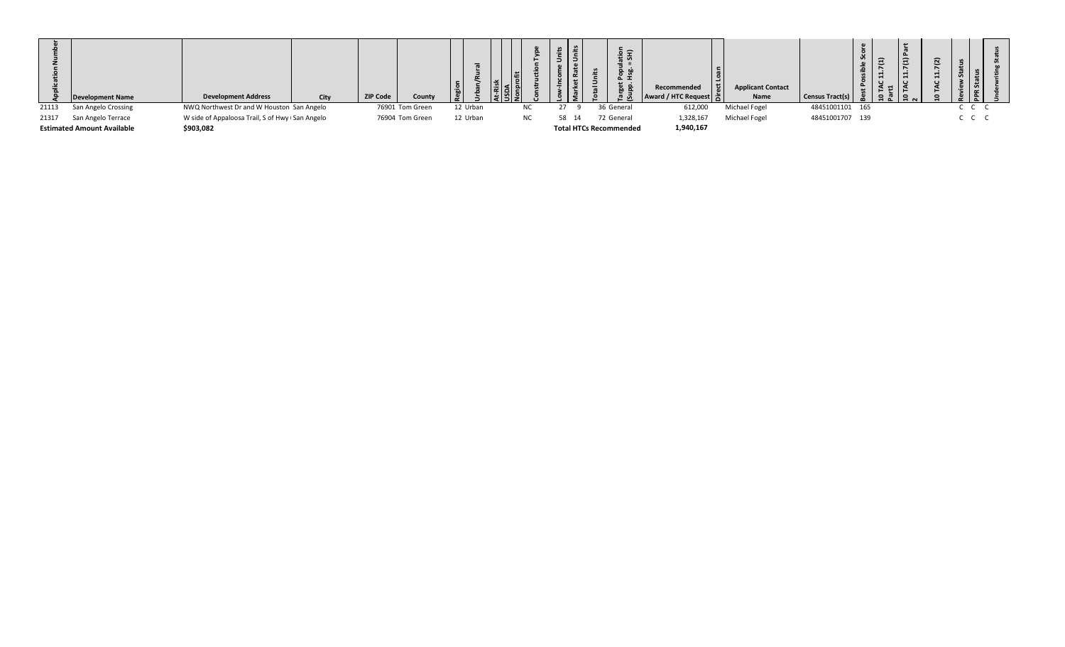| Application Number | Development Name | Development Address | City | ZIP Code | County | Region | Urban/Rural | At-Risk | USDA | Nonprofit | Construction Type | Low-Income Units | Market Rate Units | Total Units | Target Population (Supp. Hsg. = SH) | Recommended Award / HTC Request | Direct Loan | Applicant Contact Name | Census Tract(s) | Best Possible Score | 10 TAC 11.7(1) Part1 | 10 TAC 11.7(1) Part 2 | 10 TAC 11.7(2) | Review Status | PPR Status | Underwriting Status |
|---|---|---|---|---|---|---|---|---|---|---|---|---|---|---|---|---|---|---|---|---|---|---|---|---|---|---|
| 21113 | San Angelo Crossing | NWQ Northwest Dr and W Houston | San Angelo | 76901 | Tom Green | 12 | Urban | | | | NC | 27 | 9 | 36 | General | 612,000 | | Michael Fogel | 48451001101 | 165 | | | | C | C | C |
| 21317 | San Angelo Terrace | W side of Appaloosa Trail, S of Hwy | San Angelo | 76904 | Tom Green | 12 | Urban | | | | NC | 58 | 14 | 72 | General | 1,328,167 | | Michael Fogel | 48451001707 | 139 | | | | C | C | C |
| **Estimated Amount Available** | | **$903,082** | | | | | | | | | | | | | **Total HTCs Recommended** | **1,940,167** | | | | | | | | | | |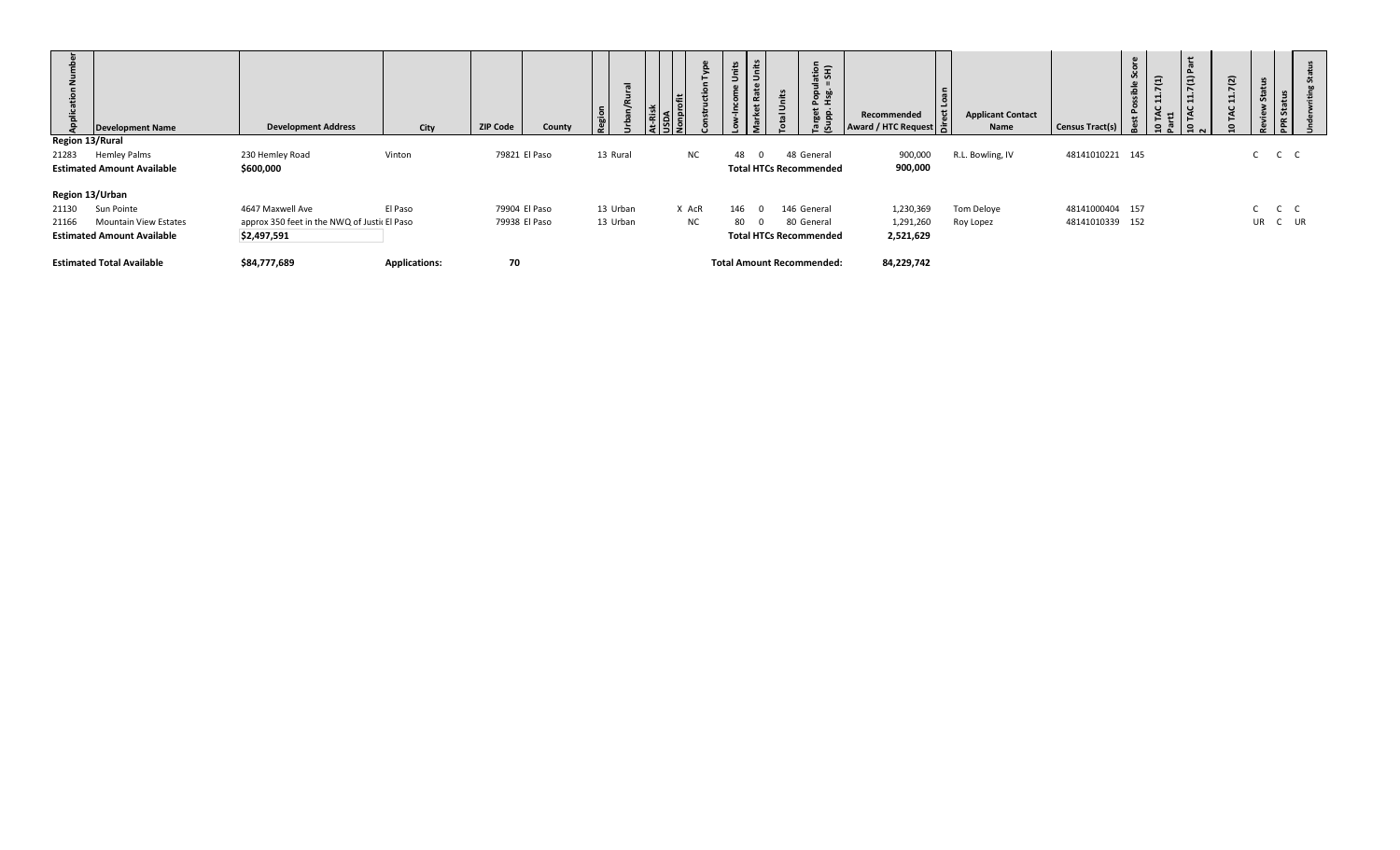| Application Number | Development Name | Development Address | City | ZIP Code | County | Region | Urban/Rural | At-Risk | USDA | Nonprofit | Construction Type | Low-Income Units | Market Rate Units | Total Units | Target Population (Supp. Hsg. = SH) | Recommended Award / HTC Request | Direct Loan | Applicant Contact Name | Census Tract(s) | Best Possible Score | 10 TAC 11.7(1) Part1 | 10 TAC 11.7(1) Part 2 | 10 TAC 11.7(2) | Review Status | PPR Status | Underwriting Status |
|---|---|---|---|---|---|---|---|---|---|---|---|---|---|---|---|---|---|---|---|---|---|---|---|---|---|---|
| **Region 13/Rural** | | | | | | | | | | | | | | | | | | | | | | | | | | |
| 21283 | Hemley Palms | 230 Hemley Road | Vinton | 79821 | El Paso | 13 | Rural | | | | NC | 48 | 0 | 48 | General | 900,000 | | R.L. Bowling, IV | 48141010221 | 145 | | | | C | C | C |
| **Estimated Amount Available** | | **$600,000** | | | | | | | | | | | | **Total HTCs Recommended** | | **900,000** | | | | | | | | | | |
| **Region 13/Urban** | | | | | | | | | | | | | | | | | | | | | | | | | | |
| 21130 | Sun Pointe | 4647 Maxwell Ave | El Paso | 79904 | El Paso | 13 | Urban | X | | | AcR | 146 | 0 | 146 | General | 1,230,369 | | Tom Deloye | 48141000404 | 157 | | | | C | C | C |
| 21166 | Mountain View Estates | approx 350 feet in the NWQ of Justi | El Paso | 79938 | El Paso | 13 | Urban | | | | NC | 80 | 0 | 80 | General | 1,291,260 | | Roy Lopez | 48141010339 | 152 | | | | UR | C | UR |
| **Estimated Amount Available** | | **$2,497,591** | | | | | | | | | | | | **Total HTCs Recommended** | | **2,521,629** | | | | | | | | | | |
| **Estimated Total Available** | | **$84,777,689** | **Applications:** | **70** | | | | | | | | | | **Total Amount Recommended:** | | **84,229,742** | | | | | | | | | | |